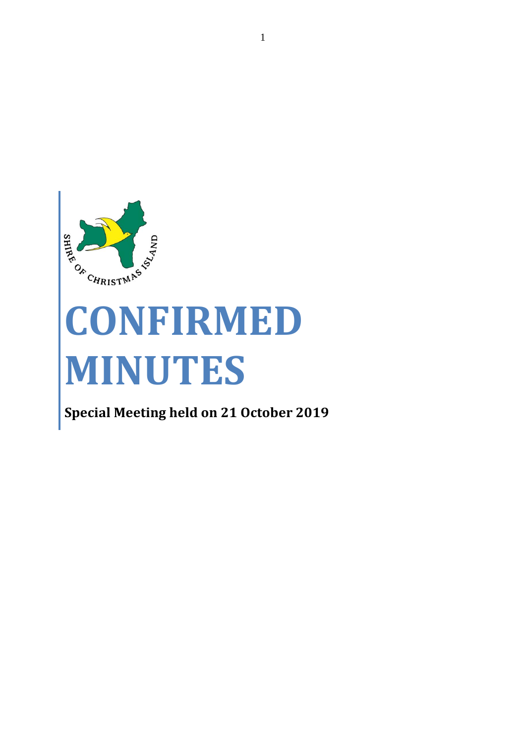# CONFIRMED MINUTES

**Special Meeting held on 21 October 2019**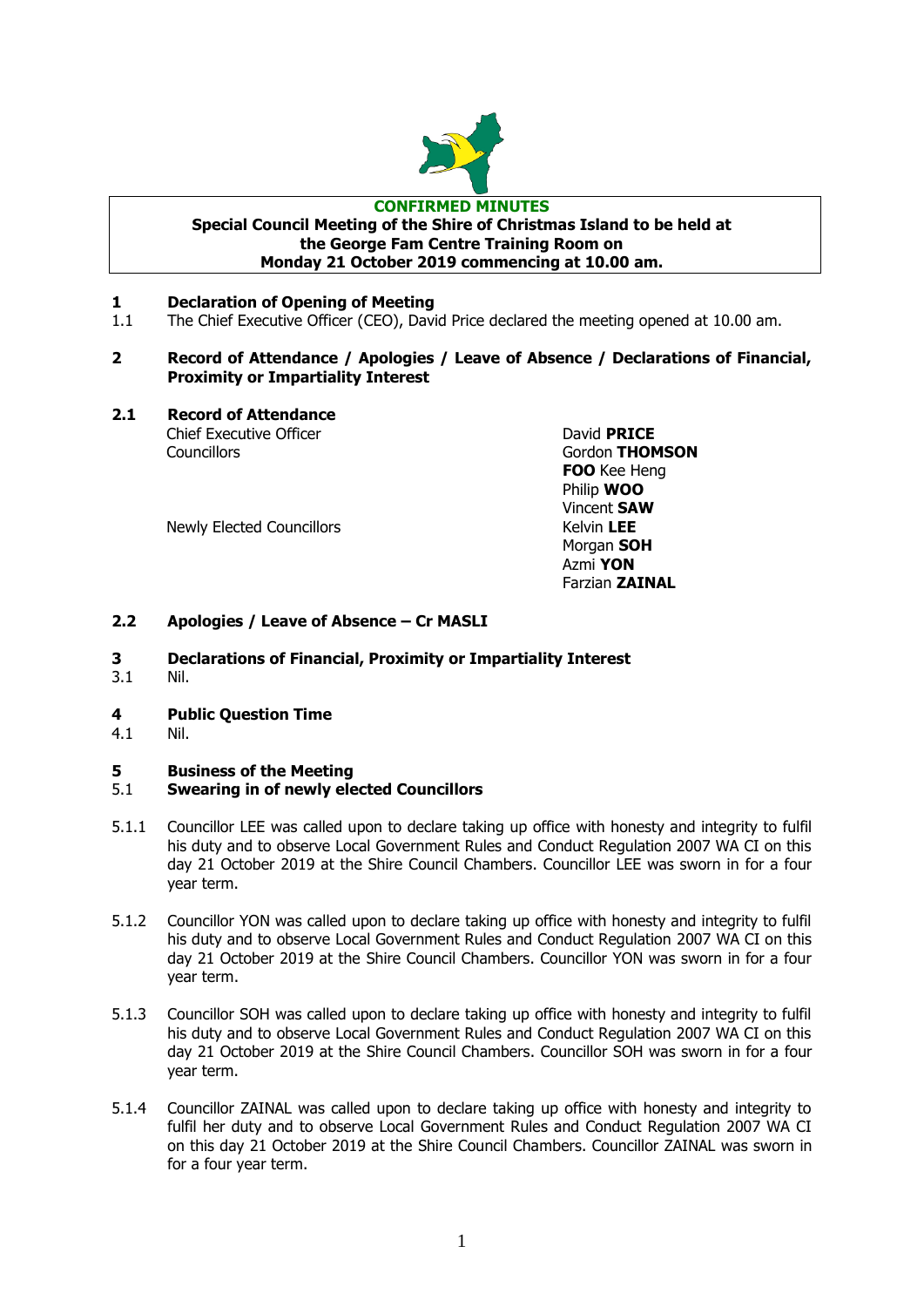**CONFIRMED MINUTES**

**Special Council Meeting of the Shire of Christmas Island to be held at the George Fam Centre Training Room on Monday 21 October 2019 commencing at 10.00 am.**

**1 Declaration of Opening of Meeting**

1.1 The Chief Executive Officer (CEO), David Price declared the meeting opened at 10.00 am.

**2 Record of Attendance / Apologies / Leave of Absence / Declarations of Financial, Proximity or Impartiality Interest**

**2.1 Record of Attendance**

| | |
|---|---|
| Chief Executive Officer | David **PRICE** |
| Councillors | Gordon **THOMSON** |
| | **FOO** Kee Heng |
| | Philip **WOO** |
| | Vincent **SAW** |
| Newly Elected Councillors | Kelvin **LEE** |
| | Morgan **SOH** |
| | Azmi **YON** |
| | Farzian **ZAINAL** |

**2.2 Apologies / Leave of Absence – Cr MASLI**

**3 Declarations of Financial, Proximity or Impartiality Interest**

3.1 Nil.

**4 Public Question Time**

4.1 Nil.

**5 Business of the Meeting**

**5.1 Swearing in of newly elected Councillors**

5.1.1 Councillor LEE was called upon to declare taking up office with honesty and integrity to fulfil his duty and to observe Local Government Rules and Conduct Regulation 2007 WA CI on this day 21 October 2019 at the Shire Council Chambers. Councillor LEE was sworn in for a four year term.

5.1.2 Councillor YON was called upon to declare taking up office with honesty and integrity to fulfil his duty and to observe Local Government Rules and Conduct Regulation 2007 WA CI on this day 21 October 2019 at the Shire Council Chambers. Councillor YON was sworn in for a four year term.

5.1.3 Councillor SOH was called upon to declare taking up office with honesty and integrity to fulfil his duty and to observe Local Government Rules and Conduct Regulation 2007 WA CI on this day 21 October 2019 at the Shire Council Chambers. Councillor SOH was sworn in for a four year term.

5.1.4 Councillor ZAINAL was called upon to declare taking up office with honesty and integrity to fulfil her duty and to observe Local Government Rules and Conduct Regulation 2007 WA CI on this day 21 October 2019 at the Shire Council Chambers. Councillor ZAINAL was sworn in for a four year term.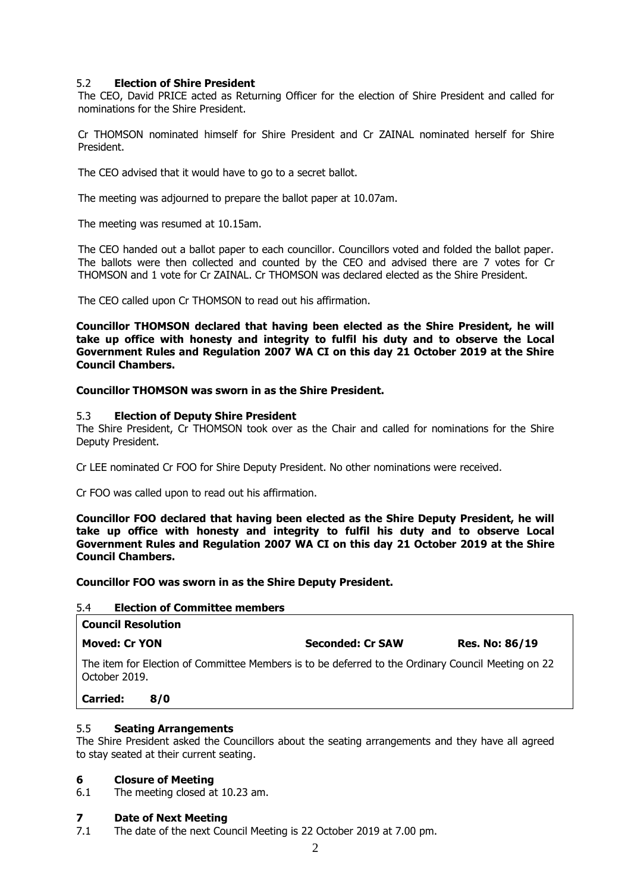### 5.2 **Election of Shire President**

The CEO, David PRICE acted as Returning Officer for the election of Shire President and called for nominations for the Shire President.

Cr THOMSON nominated himself for Shire President and Cr ZAINAL nominated herself for Shire President.

The CEO advised that it would have to go to a secret ballot.

The meeting was adjourned to prepare the ballot paper at 10.07am.

The meeting was resumed at 10.15am.

The CEO handed out a ballot paper to each councillor. Councillors voted and folded the ballot paper. The ballots were then collected and counted by the CEO and advised there are 7 votes for Cr THOMSON and 1 vote for Cr ZAINAL. Cr THOMSON was declared elected as the Shire President.

The CEO called upon Cr THOMSON to read out his affirmation.

**Councillor THOMSON declared that having been elected as the Shire President, he will take up office with honesty and integrity to fulfil his duty and to observe the Local Government Rules and Regulation 2007 WA CI on this day 21 October 2019 at the Shire Council Chambers.**

**Councillor THOMSON was sworn in as the Shire President.**

### 5.3 **Election of Deputy Shire President**

The Shire President, Cr THOMSON took over as the Chair and called for nominations for the Shire Deputy President.

Cr LEE nominated Cr FOO for Shire Deputy President. No other nominations were received.

Cr FOO was called upon to read out his affirmation.

**Councillor FOO declared that having been elected as the Shire Deputy President, he will take up office with honesty and integrity to fulfil his duty and to observe Local Government Rules and Regulation 2007 WA CI on this day 21 October 2019 at the Shire Council Chambers.**

**Councillor FOO was sworn in as the Shire Deputy President.**

### 5.4 **Election of Committee members**

| **Council Resolution** | | |
|---|---|---|
| **Moved: Cr YON** | **Seconded: Cr SAW** | **Res. No: 86/19** |
| The item for Election of Committee Members is to be deferred to the Ordinary Council Meeting on 22 October 2019. | | |
| **Carried: 8/0** | | |

### 5.5 **Seating Arrangements**

The Shire President asked the Councillors about the seating arrangements and they have all agreed to stay seated at their current seating.

## 6 **Closure of Meeting**

6.1 The meeting closed at 10.23 am.

## 7 **Date of Next Meeting**

7.1 The date of the next Council Meeting is 22 October 2019 at 7.00 pm.